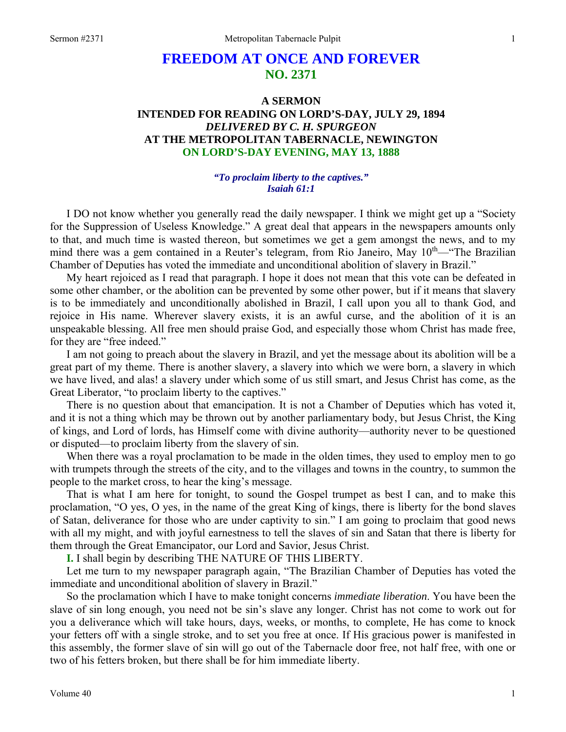# FREEDOM AT ONCE AND FOREVER
## NO. 2371

### A SERMON
### INTENDED FOR READING ON LORD'S-DAY, JULY 29, 1894
### *DELIVERED BY C. H. SPURGEON*
### AT THE METROPOLITAN TABERNACLE, NEWINGTON
### ON LORD'S-DAY EVENING, MAY 13, 1888

***"To proclaim liberty to the captives." Isaiah 61:1***

I DO not know whether you generally read the daily newspaper. I think we might get up a "Society for the Suppression of Useless Knowledge." A great deal that appears in the newspapers amounts only to that, and much time is wasted thereon, but sometimes we get a gem amongst the news, and to my mind there was a gem contained in a Reuter's telegram, from Rio Janeiro, May 10th—"The Brazilian Chamber of Deputies has voted the immediate and unconditional abolition of slavery in Brazil."

My heart rejoiced as I read that paragraph. I hope it does not mean that this vote can be defeated in some other chamber, or the abolition can be prevented by some other power, but if it means that slavery is to be immediately and unconditionally abolished in Brazil, I call upon you all to thank God, and rejoice in His name. Wherever slavery exists, it is an awful curse, and the abolition of it is an unspeakable blessing. All free men should praise God, and especially those whom Christ has made free, for they are "free indeed."

I am not going to preach about the slavery in Brazil, and yet the message about its abolition will be a great part of my theme. There is another slavery, a slavery into which we were born, a slavery in which we have lived, and alas! a slavery under which some of us still smart, and Jesus Christ has come, as the Great Liberator, "to proclaim liberty to the captives."

There is no question about that emancipation. It is not a Chamber of Deputies which has voted it, and it is not a thing which may be thrown out by another parliamentary body, but Jesus Christ, the King of kings, and Lord of lords, has Himself come with divine authority—authority never to be questioned or disputed—to proclaim liberty from the slavery of sin.

When there was a royal proclamation to be made in the olden times, they used to employ men to go with trumpets through the streets of the city, and to the villages and towns in the country, to summon the people to the market cross, to hear the king's message.

That is what I am here for tonight, to sound the Gospel trumpet as best I can, and to make this proclamation, "O yes, O yes, in the name of the great King of kings, there is liberty for the bond slaves of Satan, deliverance for those who are under captivity to sin." I am going to proclaim that good news with all my might, and with joyful earnestness to tell the slaves of sin and Satan that there is liberty for them through the Great Emancipator, our Lord and Savior, Jesus Christ.

**I.** I shall begin by describing THE NATURE OF THIS LIBERTY.

Let me turn to my newspaper paragraph again, "The Brazilian Chamber of Deputies has voted the immediate and unconditional abolition of slavery in Brazil."

So the proclamation which I have to make tonight concerns *immediate liberation*. You have been the slave of sin long enough, you need not be sin's slave any longer. Christ has not come to work out for you a deliverance which will take hours, days, weeks, or months, to complete, He has come to knock your fetters off with a single stroke, and to set you free at once. If His gracious power is manifested in this assembly, the former slave of sin will go out of the Tabernacle door free, not half free, with one or two of his fetters broken, but there shall be for him immediate liberty.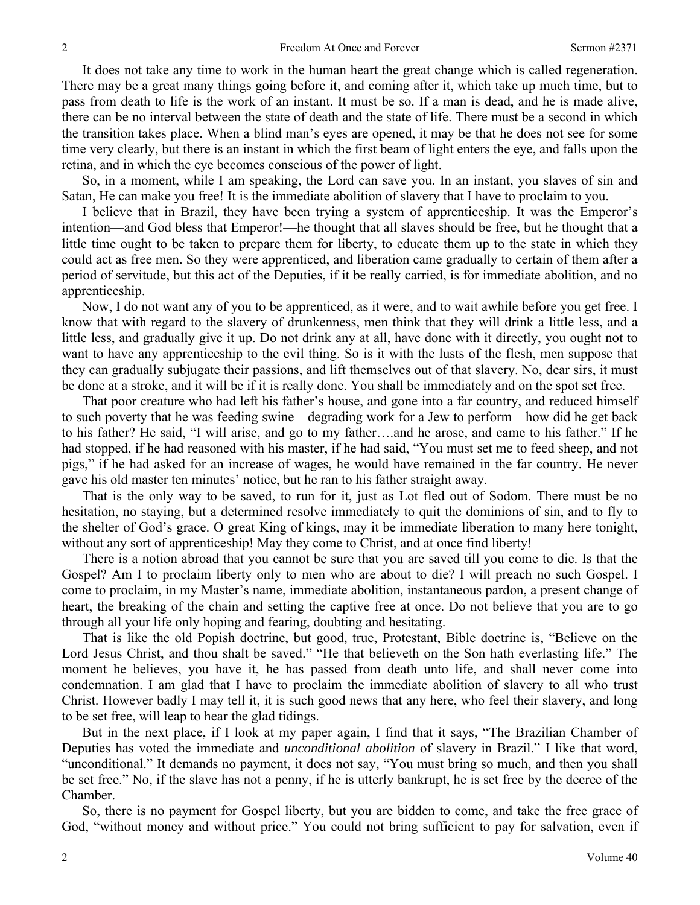It does not take any time to work in the human heart the great change which is called regeneration. There may be a great many things going before it, and coming after it, which take up much time, but to pass from death to life is the work of an instant. It must be so. If a man is dead, and he is made alive, there can be no interval between the state of death and the state of life. There must be a second in which the transition takes place. When a blind man's eyes are opened, it may be that he does not see for some time very clearly, but there is an instant in which the first beam of light enters the eye, and falls upon the retina, and in which the eye becomes conscious of the power of light.

So, in a moment, while I am speaking, the Lord can save you. In an instant, you slaves of sin and Satan, He can make you free! It is the immediate abolition of slavery that I have to proclaim to you.

I believe that in Brazil, they have been trying a system of apprenticeship. It was the Emperor's intention—and God bless that Emperor!—he thought that all slaves should be free, but he thought that a little time ought to be taken to prepare them for liberty, to educate them up to the state in which they could act as free men. So they were apprenticed, and liberation came gradually to certain of them after a period of servitude, but this act of the Deputies, if it be really carried, is for immediate abolition, and no apprenticeship.

Now, I do not want any of you to be apprenticed, as it were, and to wait awhile before you get free. I know that with regard to the slavery of drunkenness, men think that they will drink a little less, and a little less, and gradually give it up. Do not drink any at all, have done with it directly, you ought not to want to have any apprenticeship to the evil thing. So is it with the lusts of the flesh, men suppose that they can gradually subjugate their passions, and lift themselves out of that slavery. No, dear sirs, it must be done at a stroke, and it will be if it is really done. You shall be immediately and on the spot set free.

That poor creature who had left his father's house, and gone into a far country, and reduced himself to such poverty that he was feeding swine—degrading work for a Jew to perform—how did he get back to his father? He said, "I will arise, and go to my father….and he arose, and came to his father." If he had stopped, if he had reasoned with his master, if he had said, "You must set me to feed sheep, and not pigs," if he had asked for an increase of wages, he would have remained in the far country. He never gave his old master ten minutes' notice, but he ran to his father straight away.

That is the only way to be saved, to run for it, just as Lot fled out of Sodom. There must be no hesitation, no staying, but a determined resolve immediately to quit the dominions of sin, and to fly to the shelter of God's grace. O great King of kings, may it be immediate liberation to many here tonight, without any sort of apprenticeship! May they come to Christ, and at once find liberty!

There is a notion abroad that you cannot be sure that you are saved till you come to die. Is that the Gospel? Am I to proclaim liberty only to men who are about to die? I will preach no such Gospel. I come to proclaim, in my Master's name, immediate abolition, instantaneous pardon, a present change of heart, the breaking of the chain and setting the captive free at once. Do not believe that you are to go through all your life only hoping and fearing, doubting and hesitating.

That is like the old Popish doctrine, but good, true, Protestant, Bible doctrine is, "Believe on the Lord Jesus Christ, and thou shalt be saved." "He that believeth on the Son hath everlasting life." The moment he believes, you have it, he has passed from death unto life, and shall never come into condemnation. I am glad that I have to proclaim the immediate abolition of slavery to all who trust Christ. However badly I may tell it, it is such good news that any here, who feel their slavery, and long to be set free, will leap to hear the glad tidings.

But in the next place, if I look at my paper again, I find that it says, "The Brazilian Chamber of Deputies has voted the immediate and *unconditional abolition* of slavery in Brazil." I like that word, "unconditional." It demands no payment, it does not say, "You must bring so much, and then you shall be set free." No, if the slave has not a penny, if he is utterly bankrupt, he is set free by the decree of the Chamber.

So, there is no payment for Gospel liberty, but you are bidden to come, and take the free grace of God, "without money and without price." You could not bring sufficient to pay for salvation, even if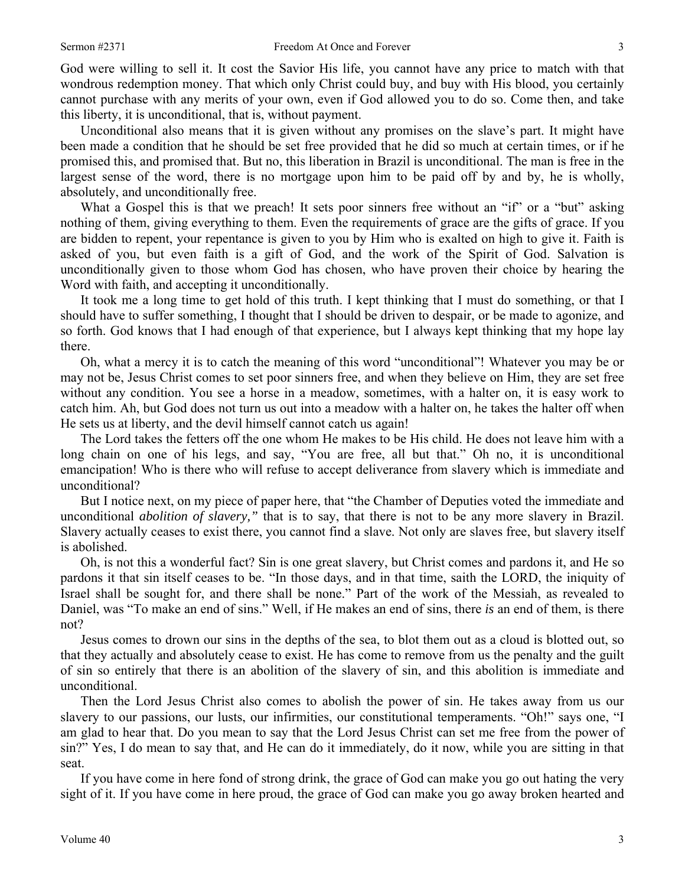God were willing to sell it. It cost the Savior His life, you cannot have any price to match with that wondrous redemption money. That which only Christ could buy, and buy with His blood, you certainly cannot purchase with any merits of your own, even if God allowed you to do so. Come then, and take this liberty, it is unconditional, that is, without payment.

Unconditional also means that it is given without any promises on the slave's part. It might have been made a condition that he should be set free provided that he did so much at certain times, or if he promised this, and promised that. But no, this liberation in Brazil is unconditional. The man is free in the largest sense of the word, there is no mortgage upon him to be paid off by and by, he is wholly, absolutely, and unconditionally free.

What a Gospel this is that we preach! It sets poor sinners free without an "if" or a "but" asking nothing of them, giving everything to them. Even the requirements of grace are the gifts of grace. If you are bidden to repent, your repentance is given to you by Him who is exalted on high to give it. Faith is asked of you, but even faith is a gift of God, and the work of the Spirit of God. Salvation is unconditionally given to those whom God has chosen, who have proven their choice by hearing the Word with faith, and accepting it unconditionally.

It took me a long time to get hold of this truth. I kept thinking that I must do something, or that I should have to suffer something, I thought that I should be driven to despair, or be made to agonize, and so forth. God knows that I had enough of that experience, but I always kept thinking that my hope lay there.

Oh, what a mercy it is to catch the meaning of this word "unconditional"! Whatever you may be or may not be, Jesus Christ comes to set poor sinners free, and when they believe on Him, they are set free without any condition. You see a horse in a meadow, sometimes, with a halter on, it is easy work to catch him. Ah, but God does not turn us out into a meadow with a halter on, he takes the halter off when He sets us at liberty, and the devil himself cannot catch us again!

The Lord takes the fetters off the one whom He makes to be His child. He does not leave him with a long chain on one of his legs, and say, "You are free, all but that." Oh no, it is unconditional emancipation! Who is there who will refuse to accept deliverance from slavery which is immediate and unconditional?

But I notice next, on my piece of paper here, that "the Chamber of Deputies voted the immediate and unconditional *abolition of slavery,"* that is to say, that there is not to be any more slavery in Brazil. Slavery actually ceases to exist there, you cannot find a slave. Not only are slaves free, but slavery itself is abolished.

Oh, is not this a wonderful fact? Sin is one great slavery, but Christ comes and pardons it, and He so pardons it that sin itself ceases to be. "In those days, and in that time, saith the LORD, the iniquity of Israel shall be sought for, and there shall be none." Part of the work of the Messiah, as revealed to Daniel, was "To make an end of sins." Well, if He makes an end of sins, there *is* an end of them, is there not?

Jesus comes to drown our sins in the depths of the sea, to blot them out as a cloud is blotted out, so that they actually and absolutely cease to exist. He has come to remove from us the penalty and the guilt of sin so entirely that there is an abolition of the slavery of sin, and this abolition is immediate and unconditional.

Then the Lord Jesus Christ also comes to abolish the power of sin. He takes away from us our slavery to our passions, our lusts, our infirmities, our constitutional temperaments. "Oh!" says one, "I am glad to hear that. Do you mean to say that the Lord Jesus Christ can set me free from the power of sin?" Yes, I do mean to say that, and He can do it immediately, do it now, while you are sitting in that seat.

If you have come in here fond of strong drink, the grace of God can make you go out hating the very sight of it. If you have come in here proud, the grace of God can make you go away broken hearted and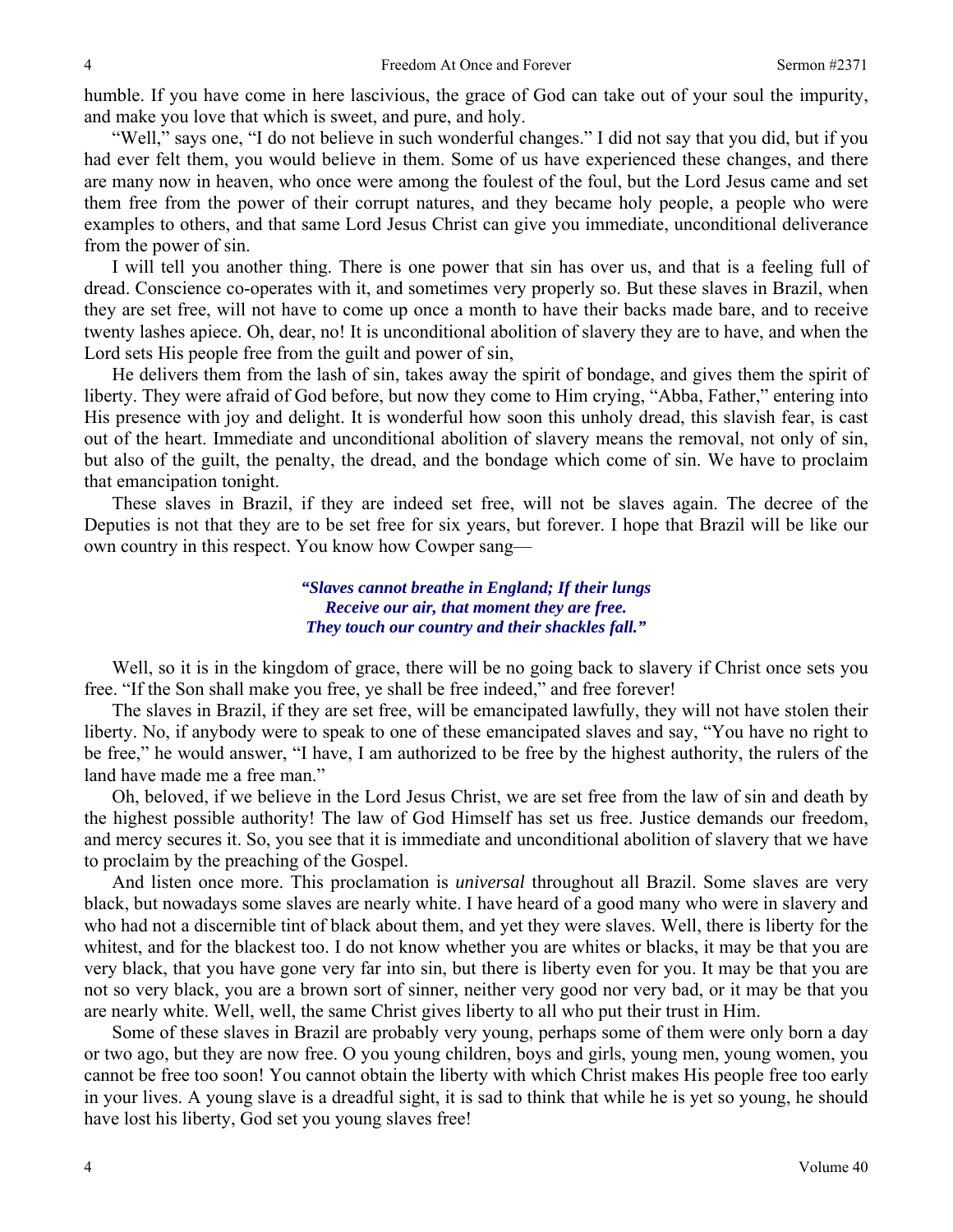humble. If you have come in here lascivious, the grace of God can take out of your soul the impurity, and make you love that which is sweet, and pure, and holy.

"Well," says one, "I do not believe in such wonderful changes." I did not say that you did, but if you had ever felt them, you would believe in them. Some of us have experienced these changes, and there are many now in heaven, who once were among the foulest of the foul, but the Lord Jesus came and set them free from the power of their corrupt natures, and they became holy people, a people who were examples to others, and that same Lord Jesus Christ can give you immediate, unconditional deliverance from the power of sin.

I will tell you another thing. There is one power that sin has over us, and that is a feeling full of dread. Conscience co-operates with it, and sometimes very properly so. But these slaves in Brazil, when they are set free, will not have to come up once a month to have their backs made bare, and to receive twenty lashes apiece. Oh, dear, no! It is unconditional abolition of slavery they are to have, and when the Lord sets His people free from the guilt and power of sin,

He delivers them from the lash of sin, takes away the spirit of bondage, and gives them the spirit of liberty. They were afraid of God before, but now they come to Him crying, "Abba, Father," entering into His presence with joy and delight. It is wonderful how soon this unholy dread, this slavish fear, is cast out of the heart. Immediate and unconditional abolition of slavery means the removal, not only of sin, but also of the guilt, the penalty, the dread, and the bondage which come of sin. We have to proclaim that emancipation tonight.

These slaves in Brazil, if they are indeed set free, will not be slaves again. The decree of the Deputies is not that they are to be set free for six years, but forever. I hope that Brazil will be like our own country in this respect. You know how Cowper sang—

> ***"Slaves cannot breathe in England; If their lungs***
> ***Receive our air, that moment they are free.***
> ***They touch our country and their shackles fall."***

Well, so it is in the kingdom of grace, there will be no going back to slavery if Christ once sets you free. "If the Son shall make you free, ye shall be free indeed," and free forever!

The slaves in Brazil, if they are set free, will be emancipated lawfully, they will not have stolen their liberty. No, if anybody were to speak to one of these emancipated slaves and say, "You have no right to be free," he would answer, "I have, I am authorized to be free by the highest authority, the rulers of the land have made me a free man."

Oh, beloved, if we believe in the Lord Jesus Christ, we are set free from the law of sin and death by the highest possible authority! The law of God Himself has set us free. Justice demands our freedom, and mercy secures it. So, you see that it is immediate and unconditional abolition of slavery that we have to proclaim by the preaching of the Gospel.

And listen once more. This proclamation is *universal* throughout all Brazil. Some slaves are very black, but nowadays some slaves are nearly white. I have heard of a good many who were in slavery and who had not a discernible tint of black about them, and yet they were slaves. Well, there is liberty for the whitest, and for the blackest too. I do not know whether you are whites or blacks, it may be that you are very black, that you have gone very far into sin, but there is liberty even for you. It may be that you are not so very black, you are a brown sort of sinner, neither very good nor very bad, or it may be that you are nearly white. Well, well, the same Christ gives liberty to all who put their trust in Him.

Some of these slaves in Brazil are probably very young, perhaps some of them were only born a day or two ago, but they are now free. O you young children, boys and girls, young men, young women, you cannot be free too soon! You cannot obtain the liberty with which Christ makes His people free too early in your lives. A young slave is a dreadful sight, it is sad to think that while he is yet so young, he should have lost his liberty, God set you young slaves free!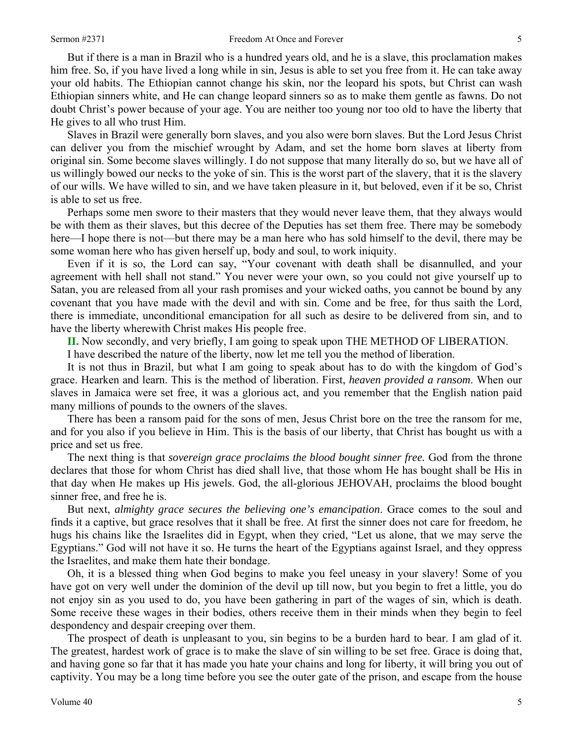But if there is a man in Brazil who is a hundred years old, and he is a slave, this proclamation makes him free. So, if you have lived a long while in sin, Jesus is able to set you free from it. He can take away your old habits. The Ethiopian cannot change his skin, nor the leopard his spots, but Christ can wash Ethiopian sinners white, and He can change leopard sinners so as to make them gentle as fawns. Do not doubt Christ's power because of your age. You are neither too young nor too old to have the liberty that He gives to all who trust Him.

Slaves in Brazil were generally born slaves, and you also were born slaves. But the Lord Jesus Christ can deliver you from the mischief wrought by Adam, and set the home born slaves at liberty from original sin. Some become slaves willingly. I do not suppose that many literally do so, but we have all of us willingly bowed our necks to the yoke of sin. This is the worst part of the slavery, that it is the slavery of our wills. We have willed to sin, and we have taken pleasure in it, but beloved, even if it be so, Christ is able to set us free.

Perhaps some men swore to their masters that they would never leave them, that they always would be with them as their slaves, but this decree of the Deputies has set them free. There may be somebody here—I hope there is not—but there may be a man here who has sold himself to the devil, there may be some woman here who has given herself up, body and soul, to work iniquity.

Even if it is so, the Lord can say, "Your covenant with death shall be disannulled, and your agreement with hell shall not stand." You never were your own, so you could not give yourself up to Satan, you are released from all your rash promises and your wicked oaths, you cannot be bound by any covenant that you have made with the devil and with sin. Come and be free, for thus saith the Lord, there is immediate, unconditional emancipation for all such as desire to be delivered from sin, and to have the liberty wherewith Christ makes His people free.

**II.** Now secondly, and very briefly, I am going to speak upon THE METHOD OF LIBERATION.

I have described the nature of the liberty, now let me tell you the method of liberation.

It is not thus in Brazil, but what I am going to speak about has to do with the kingdom of God's grace. Hearken and learn. This is the method of liberation. First, *heaven provided a ransom*. When our slaves in Jamaica were set free, it was a glorious act, and you remember that the English nation paid many millions of pounds to the owners of the slaves.

There has been a ransom paid for the sons of men, Jesus Christ bore on the tree the ransom for me, and for you also if you believe in Him. This is the basis of our liberty, that Christ has bought us with a price and set us free.

The next thing is that *sovereign grace proclaims the blood bought sinner free.* God from the throne declares that those for whom Christ has died shall live, that those whom He has bought shall be His in that day when He makes up His jewels. God, the all-glorious JEHOVAH, proclaims the blood bought sinner free, and free he is.

But next, *almighty grace secures the believing one's emancipation*. Grace comes to the soul and finds it a captive, but grace resolves that it shall be free. At first the sinner does not care for freedom, he hugs his chains like the Israelites did in Egypt, when they cried, "Let us alone, that we may serve the Egyptians." God will not have it so. He turns the heart of the Egyptians against Israel, and they oppress the Israelites, and make them hate their bondage.

Oh, it is a blessed thing when God begins to make you feel uneasy in your slavery! Some of you have got on very well under the dominion of the devil up till now, but you begin to fret a little, you do not enjoy sin as you used to do, you have been gathering in part of the wages of sin, which is death. Some receive these wages in their bodies, others receive them in their minds when they begin to feel despondency and despair creeping over them.

The prospect of death is unpleasant to you, sin begins to be a burden hard to bear. I am glad of it. The greatest, hardest work of grace is to make the slave of sin willing to be set free. Grace is doing that, and having gone so far that it has made you hate your chains and long for liberty, it will bring you out of captivity. You may be a long time before you see the outer gate of the prison, and escape from the house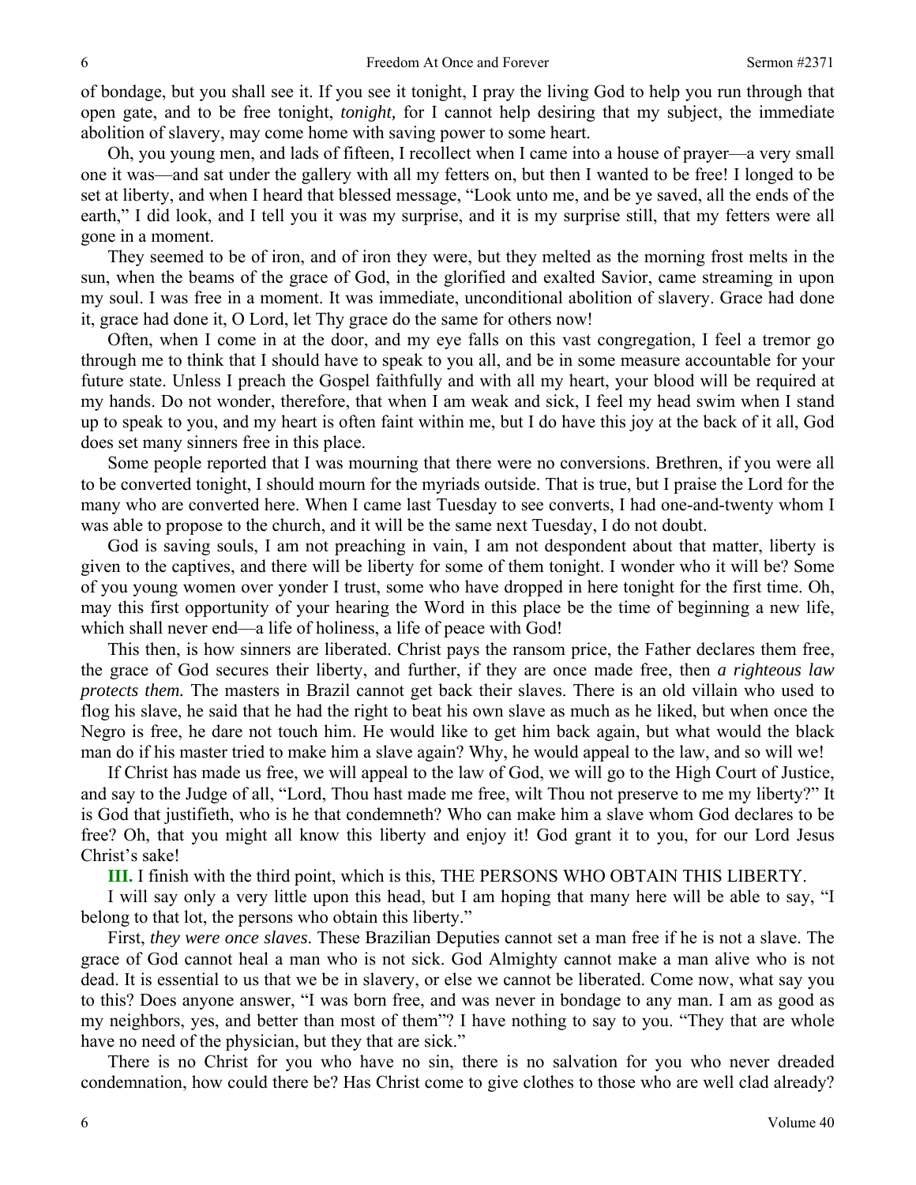of bondage, but you shall see it. If you see it tonight, I pray the living God to help you run through that open gate, and to be free tonight, *tonight,* for I cannot help desiring that my subject, the immediate abolition of slavery, may come home with saving power to some heart.

Oh, you young men, and lads of fifteen, I recollect when I came into a house of prayer—a very small one it was—and sat under the gallery with all my fetters on, but then I wanted to be free! I longed to be set at liberty, and when I heard that blessed message, "Look unto me, and be ye saved, all the ends of the earth," I did look, and I tell you it was my surprise, and it is my surprise still, that my fetters were all gone in a moment.

They seemed to be of iron, and of iron they were, but they melted as the morning frost melts in the sun, when the beams of the grace of God, in the glorified and exalted Savior, came streaming in upon my soul. I was free in a moment. It was immediate, unconditional abolition of slavery. Grace had done it, grace had done it, O Lord, let Thy grace do the same for others now!

Often, when I come in at the door, and my eye falls on this vast congregation, I feel a tremor go through me to think that I should have to speak to you all, and be in some measure accountable for your future state. Unless I preach the Gospel faithfully and with all my heart, your blood will be required at my hands. Do not wonder, therefore, that when I am weak and sick, I feel my head swim when I stand up to speak to you, and my heart is often faint within me, but I do have this joy at the back of it all, God does set many sinners free in this place.

Some people reported that I was mourning that there were no conversions. Brethren, if you were all to be converted tonight, I should mourn for the myriads outside. That is true, but I praise the Lord for the many who are converted here. When I came last Tuesday to see converts, I had one-and-twenty whom I was able to propose to the church, and it will be the same next Tuesday, I do not doubt.

God is saving souls, I am not preaching in vain, I am not despondent about that matter, liberty is given to the captives, and there will be liberty for some of them tonight. I wonder who it will be? Some of you young women over yonder I trust, some who have dropped in here tonight for the first time. Oh, may this first opportunity of your hearing the Word in this place be the time of beginning a new life, which shall never end—a life of holiness, a life of peace with God!

This then, is how sinners are liberated. Christ pays the ransom price, the Father declares them free, the grace of God secures their liberty, and further, if they are once made free, then *a righteous law protects them.* The masters in Brazil cannot get back their slaves. There is an old villain who used to flog his slave, he said that he had the right to beat his own slave as much as he liked, but when once the Negro is free, he dare not touch him. He would like to get him back again, but what would the black man do if his master tried to make him a slave again? Why, he would appeal to the law, and so will we!

If Christ has made us free, we will appeal to the law of God, we will go to the High Court of Justice, and say to the Judge of all, "Lord, Thou hast made me free, wilt Thou not preserve to me my liberty?" It is God that justifieth, who is he that condemneth? Who can make him a slave whom God declares to be free? Oh, that you might all know this liberty and enjoy it! God grant it to you, for our Lord Jesus Christ's sake!

**III.** I finish with the third point, which is this, THE PERSONS WHO OBTAIN THIS LIBERTY.

I will say only a very little upon this head, but I am hoping that many here will be able to say, "I belong to that lot, the persons who obtain this liberty."

First, *they were once slaves*. These Brazilian Deputies cannot set a man free if he is not a slave. The grace of God cannot heal a man who is not sick. God Almighty cannot make a man alive who is not dead. It is essential to us that we be in slavery, or else we cannot be liberated. Come now, what say you to this? Does anyone answer, "I was born free, and was never in bondage to any man. I am as good as my neighbors, yes, and better than most of them"? I have nothing to say to you. "They that are whole have no need of the physician, but they that are sick."

There is no Christ for you who have no sin, there is no salvation for you who never dreaded condemnation, how could there be? Has Christ come to give clothes to those who are well clad already?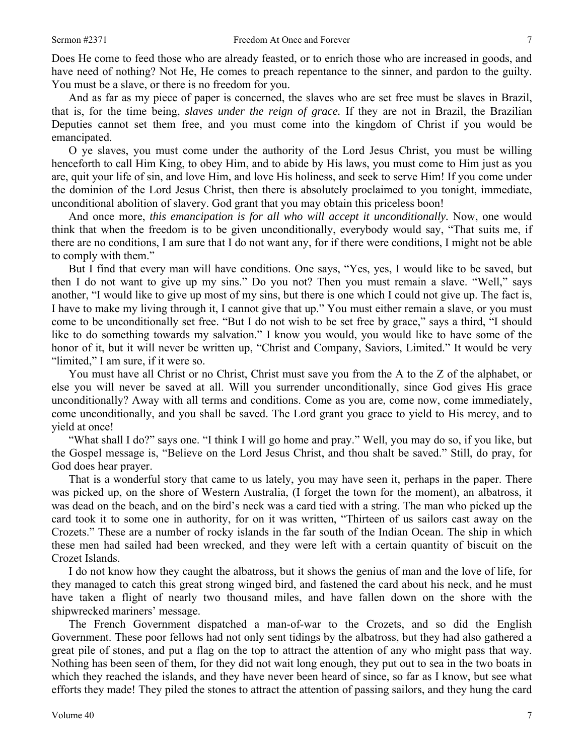Does He come to feed those who are already feasted, or to enrich those who are increased in goods, and have need of nothing? Not He, He comes to preach repentance to the sinner, and pardon to the guilty. You must be a slave, or there is no freedom for you.

And as far as my piece of paper is concerned, the slaves who are set free must be slaves in Brazil, that is, for the time being, *slaves under the reign of grace.* If they are not in Brazil, the Brazilian Deputies cannot set them free, and you must come into the kingdom of Christ if you would be emancipated.

O ye slaves, you must come under the authority of the Lord Jesus Christ, you must be willing henceforth to call Him King, to obey Him, and to abide by His laws, you must come to Him just as you are, quit your life of sin, and love Him, and love His holiness, and seek to serve Him! If you come under the dominion of the Lord Jesus Christ, then there is absolutely proclaimed to you tonight, immediate, unconditional abolition of slavery. God grant that you may obtain this priceless boon!

And once more, *this emancipation is for all who will accept it unconditionally.* Now, one would think that when the freedom is to be given unconditionally, everybody would say, "That suits me, if there are no conditions, I am sure that I do not want any, for if there were conditions, I might not be able to comply with them."

But I find that every man will have conditions. One says, "Yes, yes, I would like to be saved, but then I do not want to give up my sins." Do you not? Then you must remain a slave. "Well," says another, "I would like to give up most of my sins, but there is one which I could not give up. The fact is, I have to make my living through it, I cannot give that up." You must either remain a slave, or you must come to be unconditionally set free. "But I do not wish to be set free by grace," says a third, "I should like to do something towards my salvation." I know you would, you would like to have some of the honor of it, but it will never be written up, "Christ and Company, Saviors, Limited." It would be very "limited," I am sure, if it were so.

You must have all Christ or no Christ, Christ must save you from the A to the Z of the alphabet, or else you will never be saved at all. Will you surrender unconditionally, since God gives His grace unconditionally? Away with all terms and conditions. Come as you are, come now, come immediately, come unconditionally, and you shall be saved. The Lord grant you grace to yield to His mercy, and to yield at once!

"What shall I do?" says one. "I think I will go home and pray." Well, you may do so, if you like, but the Gospel message is, "Believe on the Lord Jesus Christ, and thou shalt be saved." Still, do pray, for God does hear prayer.

That is a wonderful story that came to us lately, you may have seen it, perhaps in the paper. There was picked up, on the shore of Western Australia, (I forget the town for the moment), an albatross, it was dead on the beach, and on the bird's neck was a card tied with a string. The man who picked up the card took it to some one in authority, for on it was written, "Thirteen of us sailors cast away on the Crozets." These are a number of rocky islands in the far south of the Indian Ocean. The ship in which these men had sailed had been wrecked, and they were left with a certain quantity of biscuit on the Crozet Islands.

I do not know how they caught the albatross, but it shows the genius of man and the love of life, for they managed to catch this great strong winged bird, and fastened the card about his neck, and he must have taken a flight of nearly two thousand miles, and have fallen down on the shore with the shipwrecked mariners' message.

The French Government dispatched a man-of-war to the Crozets, and so did the English Government. These poor fellows had not only sent tidings by the albatross, but they had also gathered a great pile of stones, and put a flag on the top to attract the attention of any who might pass that way. Nothing has been seen of them, for they did not wait long enough, they put out to sea in the two boats in which they reached the islands, and they have never been heard of since, so far as I know, but see what efforts they made! They piled the stones to attract the attention of passing sailors, and they hung the card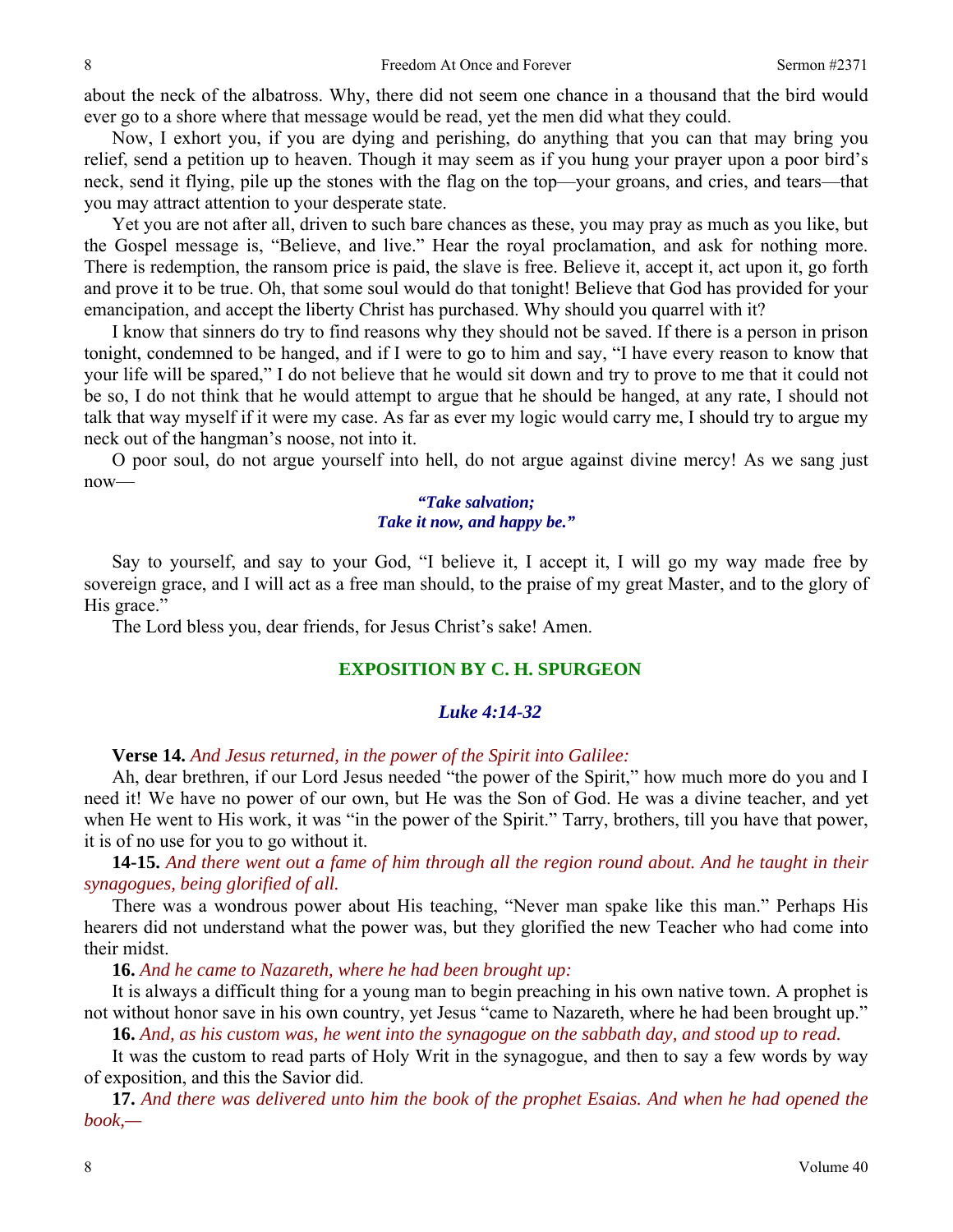about the neck of the albatross. Why, there did not seem one chance in a thousand that the bird would ever go to a shore where that message would be read, yet the men did what they could.

Now, I exhort you, if you are dying and perishing, do anything that you can that may bring you relief, send a petition up to heaven. Though it may seem as if you hung your prayer upon a poor bird's neck, send it flying, pile up the stones with the flag on the top—your groans, and cries, and tears—that you may attract attention to your desperate state.

Yet you are not after all, driven to such bare chances as these, you may pray as much as you like, but the Gospel message is, "Believe, and live." Hear the royal proclamation, and ask for nothing more. There is redemption, the ransom price is paid, the slave is free. Believe it, accept it, act upon it, go forth and prove it to be true. Oh, that some soul would do that tonight! Believe that God has provided for your emancipation, and accept the liberty Christ has purchased. Why should you quarrel with it?

I know that sinners do try to find reasons why they should not be saved. If there is a person in prison tonight, condemned to be hanged, and if I were to go to him and say, "I have every reason to know that your life will be spared," I do not believe that he would sit down and try to prove to me that it could not be so, I do not think that he would attempt to argue that he should be hanged, at any rate, I should not talk that way myself if it were my case. As far as ever my logic would carry me, I should try to argue my neck out of the hangman's noose, not into it.

O poor soul, do not argue yourself into hell, do not argue against divine mercy! As we sang just now—

> ***"Take salvation;***
> ***Take it now, and happy be."***

Say to yourself, and say to your God, "I believe it, I accept it, I will go my way made free by sovereign grace, and I will act as a free man should, to the praise of my great Master, and to the glory of His grace."

The Lord bless you, dear friends, for Jesus Christ's sake! Amen.

## EXPOSITION BY C. H. SPURGEON

### *Luke 4:14-32*

**Verse 14.** *And Jesus returned, in the power of the Spirit into Galilee:*

Ah, dear brethren, if our Lord Jesus needed "the power of the Spirit," how much more do you and I need it! We have no power of our own, but He was the Son of God. He was a divine teacher, and yet when He went to His work, it was "in the power of the Spirit." Tarry, brothers, till you have that power, it is of no use for you to go without it.

**14-15.** *And there went out a fame of him through all the region round about. And he taught in their synagogues, being glorified of all.*

There was a wondrous power about His teaching, "Never man spake like this man." Perhaps His hearers did not understand what the power was, but they glorified the new Teacher who had come into their midst.

**16.** *And he came to Nazareth, where he had been brought up:*

It is always a difficult thing for a young man to begin preaching in his own native town. A prophet is not without honor save in his own country, yet Jesus "came to Nazareth, where he had been brought up."

**16.** *And, as his custom was, he went into the synagogue on the sabbath day, and stood up to read.*

It was the custom to read parts of Holy Writ in the synagogue, and then to say a few words by way of exposition, and this the Savior did.

**17.** *And there was delivered unto him the book of the prophet Esaias. And when he had opened the book,—*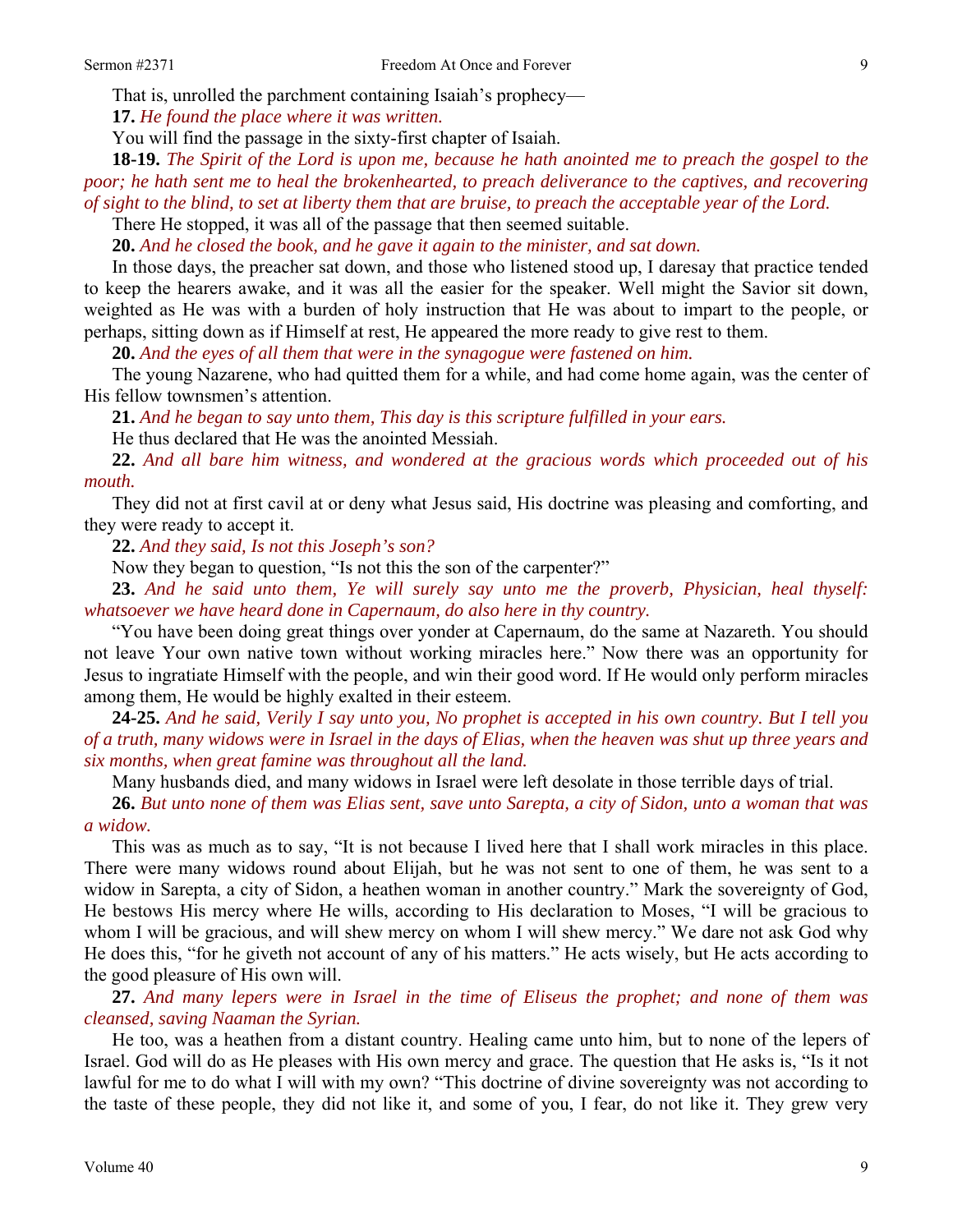That is, unrolled the parchment containing Isaiah's prophecy—

**17.** *He found the place where it was written.*

You will find the passage in the sixty-first chapter of Isaiah.

**18-19.** *The Spirit of the Lord is upon me, because he hath anointed me to preach the gospel to the poor; he hath sent me to heal the brokenhearted, to preach deliverance to the captives, and recovering of sight to the blind, to set at liberty them that are bruise, to preach the acceptable year of the Lord.*

There He stopped, it was all of the passage that then seemed suitable.

**20.** *And he closed the book, and he gave it again to the minister, and sat down.*

In those days, the preacher sat down, and those who listened stood up, I daresay that practice tended to keep the hearers awake, and it was all the easier for the speaker. Well might the Savior sit down, weighted as He was with a burden of holy instruction that He was about to impart to the people, or perhaps, sitting down as if Himself at rest, He appeared the more ready to give rest to them.

**20.** *And the eyes of all them that were in the synagogue were fastened on him.*

The young Nazarene, who had quitted them for a while, and had come home again, was the center of His fellow townsmen's attention.

**21.** *And he began to say unto them, This day is this scripture fulfilled in your ears.*

He thus declared that He was the anointed Messiah.

**22.** *And all bare him witness, and wondered at the gracious words which proceeded out of his mouth.*

They did not at first cavil at or deny what Jesus said, His doctrine was pleasing and comforting, and they were ready to accept it.

**22.** *And they said, Is not this Joseph's son?*

Now they began to question, "Is not this the son of the carpenter?"

**23.** *And he said unto them, Ye will surely say unto me the proverb, Physician, heal thyself: whatsoever we have heard done in Capernaum, do also here in thy country.*

"You have been doing great things over yonder at Capernaum, do the same at Nazareth. You should not leave Your own native town without working miracles here." Now there was an opportunity for Jesus to ingratiate Himself with the people, and win their good word. If He would only perform miracles among them, He would be highly exalted in their esteem.

**24-25.** *And he said, Verily I say unto you, No prophet is accepted in his own country. But I tell you of a truth, many widows were in Israel in the days of Elias, when the heaven was shut up three years and six months, when great famine was throughout all the land.*

Many husbands died, and many widows in Israel were left desolate in those terrible days of trial.

**26.** *But unto none of them was Elias sent, save unto Sarepta, a city of Sidon, unto a woman that was a widow.*

This was as much as to say, "It is not because I lived here that I shall work miracles in this place. There were many widows round about Elijah, but he was not sent to one of them, he was sent to a widow in Sarepta, a city of Sidon, a heathen woman in another country." Mark the sovereignty of God, He bestows His mercy where He wills, according to His declaration to Moses, "I will be gracious to whom I will be gracious, and will shew mercy on whom I will shew mercy." We dare not ask God why He does this, "for he giveth not account of any of his matters." He acts wisely, but He acts according to the good pleasure of His own will.

**27.** *And many lepers were in Israel in the time of Eliseus the prophet; and none of them was cleansed, saving Naaman the Syrian.*

He too, was a heathen from a distant country. Healing came unto him, but to none of the lepers of Israel. God will do as He pleases with His own mercy and grace. The question that He asks is, "Is it not lawful for me to do what I will with my own? "This doctrine of divine sovereignty was not according to the taste of these people, they did not like it, and some of you, I fear, do not like it. They grew very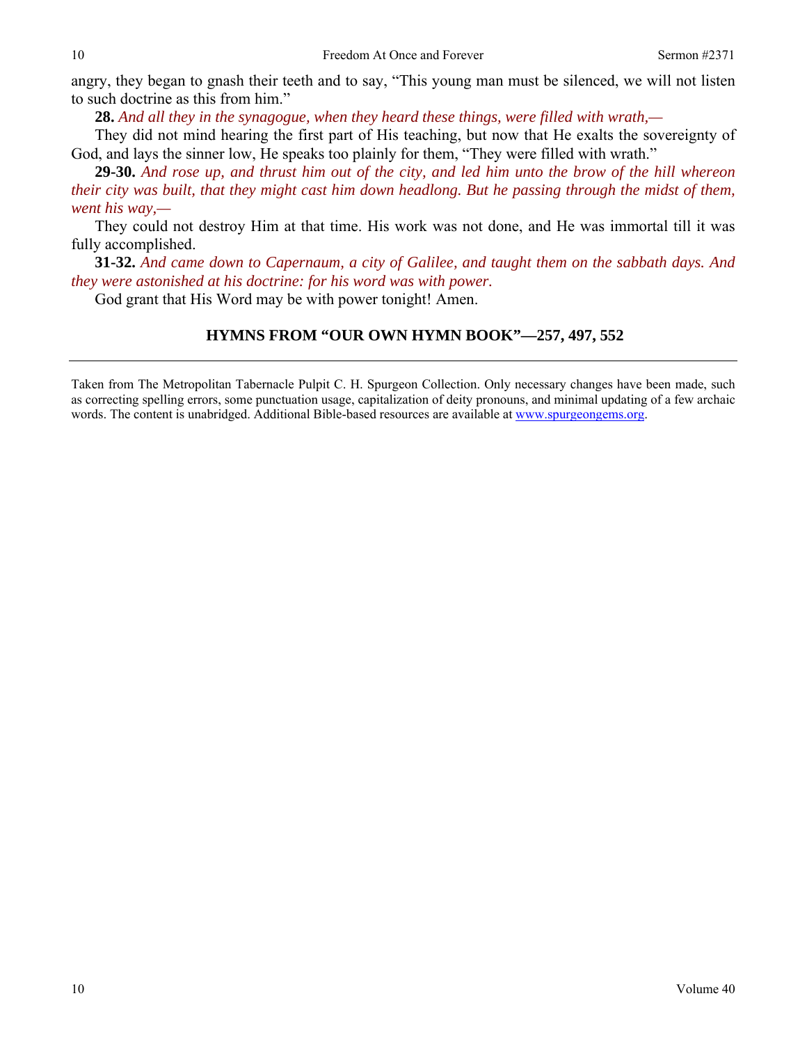angry, they began to gnash their teeth and to say, "This young man must be silenced, we will not listen to such doctrine as this from him."

**28.** *And all they in the synagogue, when they heard these things, were filled with wrath,—*

They did not mind hearing the first part of His teaching, but now that He exalts the sovereignty of God, and lays the sinner low, He speaks too plainly for them, "They were filled with wrath."

**29-30.** *And rose up, and thrust him out of the city, and led him unto the brow of the hill whereon their city was built, that they might cast him down headlong. But he passing through the midst of them, went his way,—*

They could not destroy Him at that time. His work was not done, and He was immortal till it was fully accomplished.

**31-32.** *And came down to Capernaum, a city of Galilee, and taught them on the sabbath days. And they were astonished at his doctrine: for his word was with power.*

God grant that His Word may be with power tonight! Amen.

### HYMNS FROM "OUR OWN HYMN BOOK"—257, 497, 552

---

Taken from The Metropolitan Tabernacle Pulpit C. H. Spurgeon Collection. Only necessary changes have been made, such as correcting spelling errors, some punctuation usage, capitalization of deity pronouns, and minimal updating of a few archaic words. The content is unabridged. Additional Bible-based resources are available at www.spurgeongems.org.